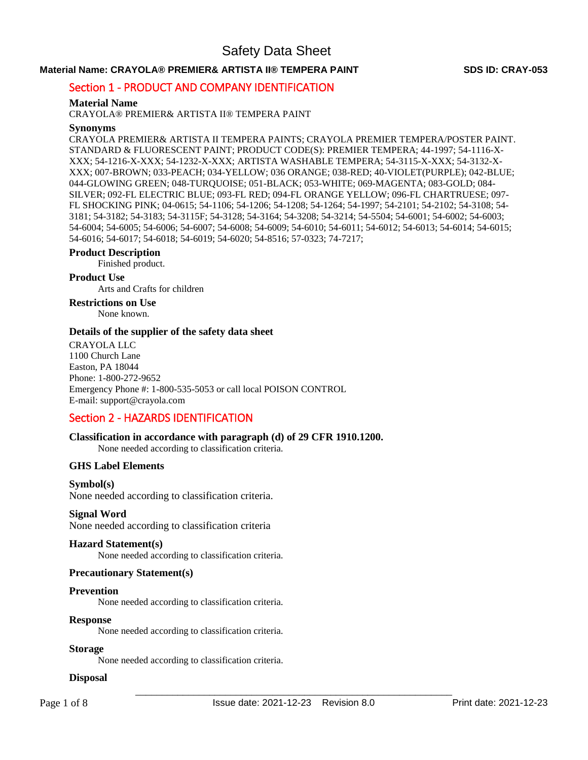# Safety Data Sheet

**Material Name: CRAYOLA® PREMIER& ARTISTA II® TEMPERA PAINT** **SDS ID: CRAY-053**

## Section 1 - PRODUCT AND COMPANY IDENTIFICATION

### Material Name

CRAYOLA® PREMIER& ARTISTA II® TEMPERA PAINT

### Synonyms

CRAYOLA PREMIER& ARTISTA II TEMPERA PAINTS; CRAYOLA PREMIER TEMPERA/POSTER PAINT. STANDARD & FLUORESCENT PAINT; PRODUCT CODE(S): PREMIER TEMPERA; 44-1997; 54-1116-X-XXX; 54-1216-X-XXX; 54-1232-X-XXX; ARTISTA WASHABLE TEMPERA; 54-3115-X-XXX; 54-3132-X-XXX; 007-BROWN; 033-PEACH; 034-YELLOW; 036 ORANGE; 038-RED; 40-VIOLET(PURPLE); 042-BLUE; 044-GLOWING GREEN; 048-TURQUOISE; 051-BLACK; 053-WHITE; 069-MAGENTA; 083-GOLD; 084-SILVER; 092-FL ELECTRIC BLUE; 093-FL RED; 094-FL ORANGE YELLOW; 096-FL CHARTRUESE; 097-FL SHOCKING PINK; 04-0615; 54-1106; 54-1206; 54-1208; 54-1264; 54-1997; 54-2101; 54-2102; 54-3108; 54-3181; 54-3182; 54-3183; 54-3115F; 54-3128; 54-3164; 54-3208; 54-3214; 54-5504; 54-6001; 54-6002; 54-6003; 54-6004; 54-6005; 54-6006; 54-6007; 54-6008; 54-6009; 54-6010; 54-6011; 54-6012; 54-6013; 54-6014; 54-6015; 54-6016; 54-6017; 54-6018; 54-6019; 54-6020; 54-8516; 57-0323; 74-7217;

### Product Description

Finished product.

### Product Use

Arts and Crafts for children

### Restrictions on Use

None known.

### Details of the supplier of the safety data sheet

CRAYOLA LLC
1100 Church Lane
Easton, PA 18044
Phone: 1-800-272-9652
Emergency Phone #: 1-800-535-5053 or call local POISON CONTROL
E-mail: support@crayola.com

## Section 2 - HAZARDS IDENTIFICATION

### Classification in accordance with paragraph (d) of 29 CFR 1910.1200.

None needed according to classification criteria.

### GHS Label Elements

### Symbol(s)

None needed according to classification criteria.

### Signal Word

None needed according to classification criteria

### Hazard Statement(s)

None needed according to classification criteria.

### Precautionary Statement(s)

### Prevention

None needed according to classification criteria.

### Response

None needed according to classification criteria.

### Storage

None needed according to classification criteria.

### Disposal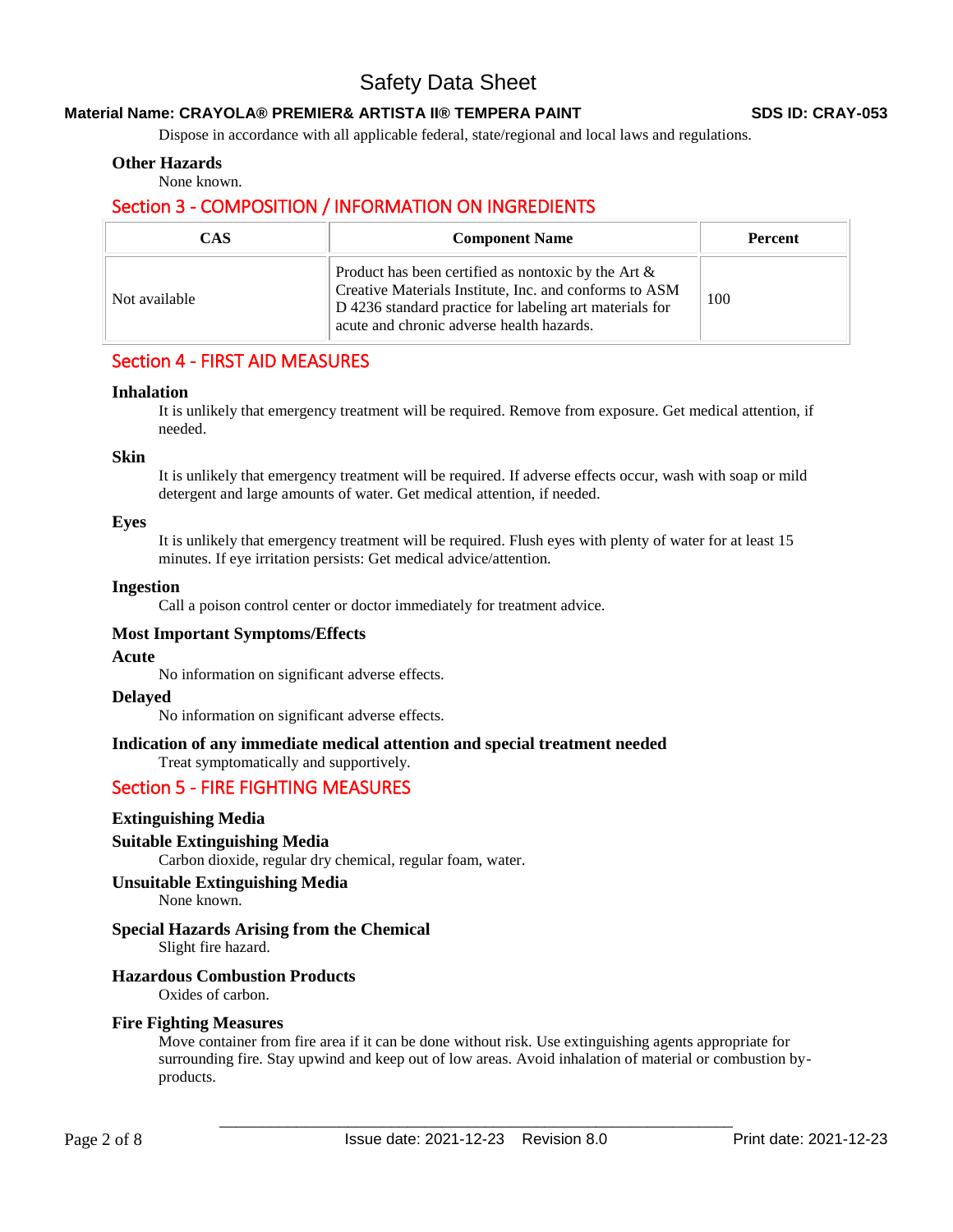Dispose in accordance with all applicable federal, state/regional and local laws and regulations.

### Other Hazards

None known.

## Section 3 - COMPOSITION / INFORMATION ON INGREDIENTS

| CAS | Component Name | Percent |
| --- | --- | --- |
| Not available | Product has been certified as nontoxic by the Art & Creative Materials Institute, Inc. and conforms to ASM D 4236 standard practice for labeling art materials for acute and chronic adverse health hazards. | 100 |

## Section 4 - FIRST AID MEASURES

### Inhalation

It is unlikely that emergency treatment will be required. Remove from exposure. Get medical attention, if needed.

### Skin

It is unlikely that emergency treatment will be required. If adverse effects occur, wash with soap or mild detergent and large amounts of water. Get medical attention, if needed.

### Eyes

It is unlikely that emergency treatment will be required. Flush eyes with plenty of water for at least 15 minutes. If eye irritation persists: Get medical advice/attention.

### Ingestion

Call a poison control center or doctor immediately for treatment advice.

### Most Important Symptoms/Effects

### Acute

No information on significant adverse effects.

### Delayed

No information on significant adverse effects.

### Indication of any immediate medical attention and special treatment needed

Treat symptomatically and supportively.

## Section 5 - FIRE FIGHTING MEASURES

### Extinguishing Media

### Suitable Extinguishing Media

Carbon dioxide, regular dry chemical, regular foam, water.

### Unsuitable Extinguishing Media

None known.

### Special Hazards Arising from the Chemical

Slight fire hazard.

### Hazardous Combustion Products

Oxides of carbon.

### Fire Fighting Measures

Move container from fire area if it can be done without risk. Use extinguishing agents appropriate for surrounding fire. Stay upwind and keep out of low areas. Avoid inhalation of material or combustion by-products.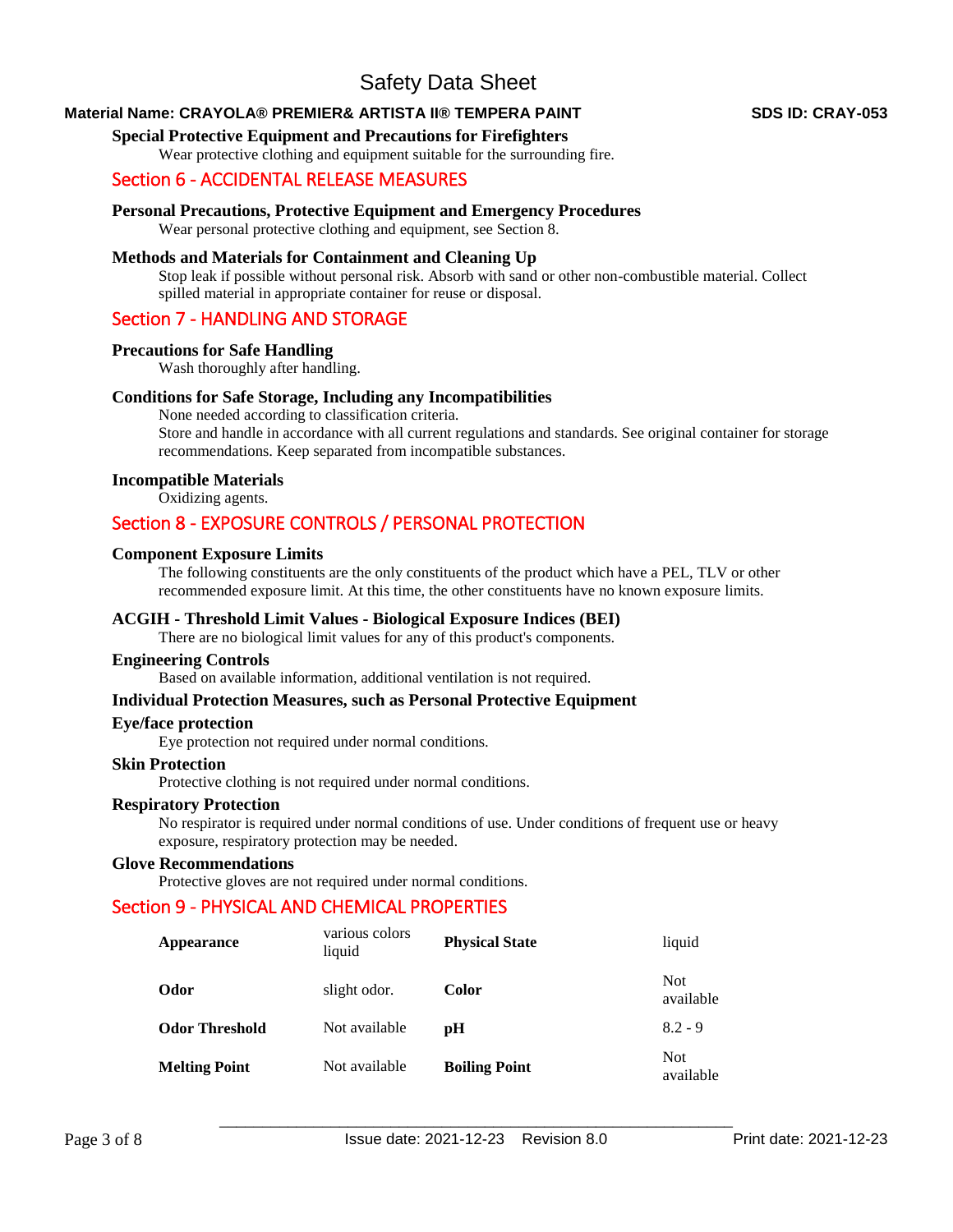### Special Protective Equipment and Precautions for Firefighters

Wear protective clothing and equipment suitable for the surrounding fire.

## Section 6 - ACCIDENTAL RELEASE MEASURES

### Personal Precautions, Protective Equipment and Emergency Procedures

Wear personal protective clothing and equipment, see Section 8.

### Methods and Materials for Containment and Cleaning Up

Stop leak if possible without personal risk. Absorb with sand or other non-combustible material. Collect spilled material in appropriate container for reuse or disposal.

## Section 7 - HANDLING AND STORAGE

### Precautions for Safe Handling

Wash thoroughly after handling.

### Conditions for Safe Storage, Including any Incompatibilities

None needed according to classification criteria.
Store and handle in accordance with all current regulations and standards. See original container for storage recommendations. Keep separated from incompatible substances.

### Incompatible Materials

Oxidizing agents.

## Section 8 - EXPOSURE CONTROLS / PERSONAL PROTECTION

### Component Exposure Limits

The following constituents are the only constituents of the product which have a PEL, TLV or other recommended exposure limit. At this time, the other constituents have no known exposure limits.

### ACGIH - Threshold Limit Values - Biological Exposure Indices (BEI)

There are no biological limit values for any of this product's components.

### Engineering Controls

Based on available information, additional ventilation is not required.

### Individual Protection Measures, such as Personal Protective Equipment

### Eye/face protection

Eye protection not required under normal conditions.

### Skin Protection

Protective clothing is not required under normal conditions.

### Respiratory Protection

No respirator is required under normal conditions of use. Under conditions of frequent use or heavy exposure, respiratory protection may be needed.

### Glove Recommendations

Protective gloves are not required under normal conditions.

## Section 9 - PHYSICAL AND CHEMICAL PROPERTIES

| | | | |
|---|---|---|---|
| **Appearance** | various colors liquid | **Physical State** | liquid |
| **Odor** | slight odor. | **Color** | Not available |
| **Odor Threshold** | Not available | **pH** | 8.2 - 9 |
| **Melting Point** | Not available | **Boiling Point** | Not available |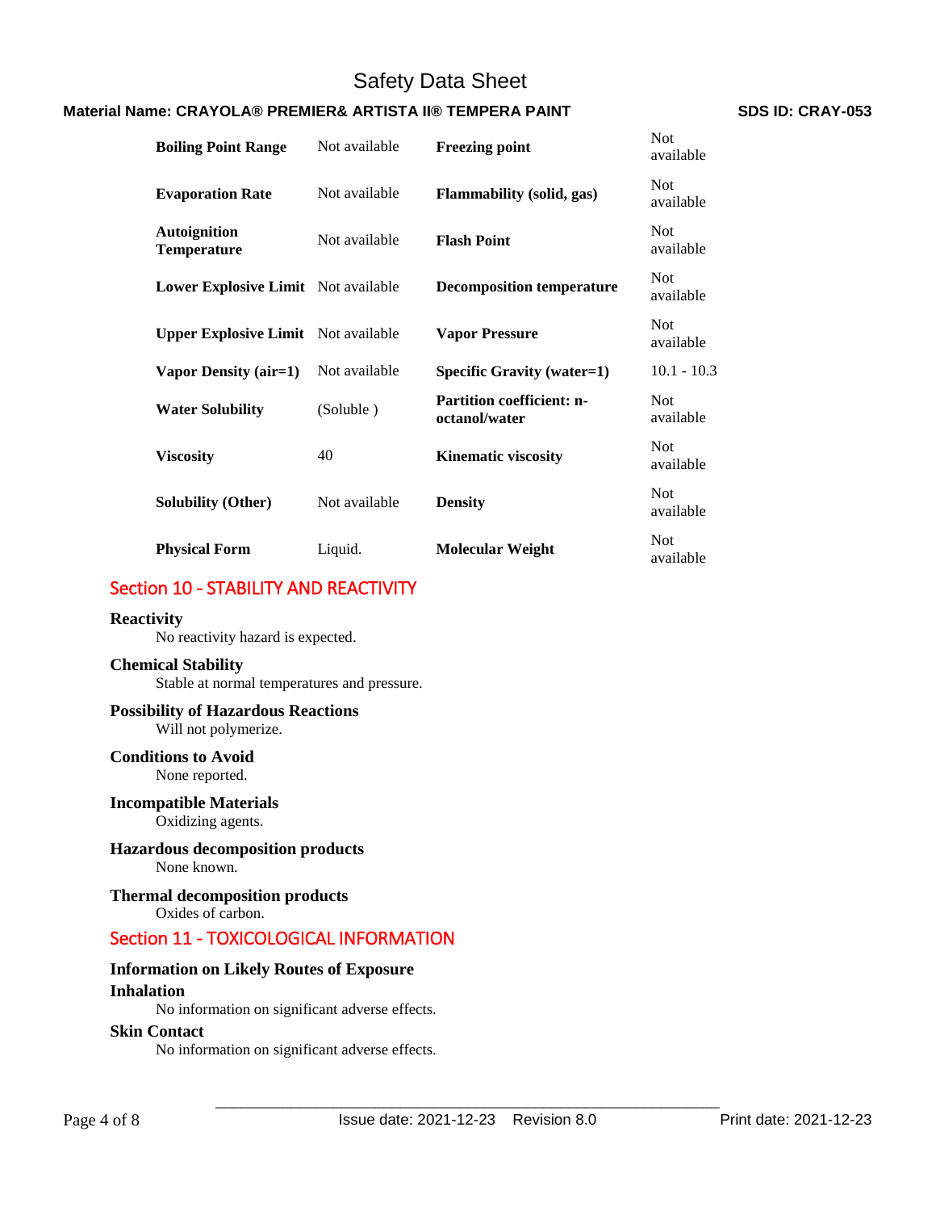| | | | |
|---|---|---|---|
| **Boiling Point Range** | Not available | **Freezing point** | Not available |
| **Evaporation Rate** | Not available | **Flammability (solid, gas)** | Not available |
| **Autoignition Temperature** | Not available | **Flash Point** | Not available |
| **Lower Explosive Limit** | Not available | **Decomposition temperature** | Not available |
| **Upper Explosive Limit** | Not available | **Vapor Pressure** | Not available |
| **Vapor Density (air=1)** | Not available | **Specific Gravity (water=1)** | 10.1 - 10.3 |
| **Water Solubility** | (Soluble ) | **Partition coefficient: n-octanol/water** | Not available |
| **Viscosity** | 40 | **Kinematic viscosity** | Not available |
| **Solubility (Other)** | Not available | **Density** | Not available |
| **Physical Form** | Liquid. | **Molecular Weight** | Not available |

## Section 10 - STABILITY AND REACTIVITY

**Reactivity**
No reactivity hazard is expected.

**Chemical Stability**
Stable at normal temperatures and pressure.

**Possibility of Hazardous Reactions**
Will not polymerize.

**Conditions to Avoid**
None reported.

**Incompatible Materials**
Oxidizing agents.

**Hazardous decomposition products**
None known.

**Thermal decomposition products**
Oxides of carbon.

## Section 11 - TOXICOLOGICAL INFORMATION

**Information on Likely Routes of Exposure**

**Inhalation**
No information on significant adverse effects.

**Skin Contact**
No information on significant adverse effects.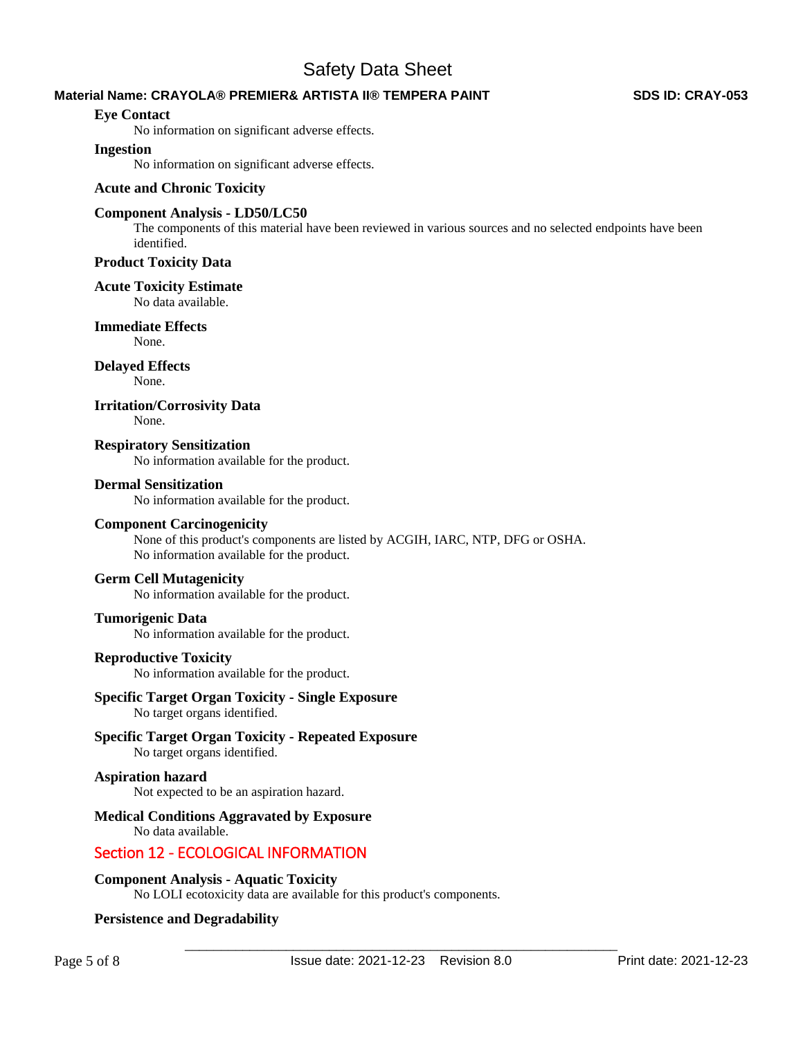**Eye Contact**

No information on significant adverse effects.

**Ingestion**

No information on significant adverse effects.

**Acute and Chronic Toxicity**

**Component Analysis - LD50/LC50**

The components of this material have been reviewed in various sources and no selected endpoints have been identified.

**Product Toxicity Data**

**Acute Toxicity Estimate**

No data available.

**Immediate Effects**

None.

**Delayed Effects**

None.

**Irritation/Corrosivity Data**

None.

**Respiratory Sensitization**

No information available for the product.

**Dermal Sensitization**

No information available for the product.

**Component Carcinogenicity**

None of this product's components are listed by ACGIH, IARC, NTP, DFG or OSHA.
No information available for the product.

**Germ Cell Mutagenicity**

No information available for the product.

**Tumorigenic Data**

No information available for the product.

**Reproductive Toxicity**

No information available for the product.

**Specific Target Organ Toxicity - Single Exposure**

No target organs identified.

**Specific Target Organ Toxicity - Repeated Exposure**

No target organs identified.

**Aspiration hazard**

Not expected to be an aspiration hazard.

**Medical Conditions Aggravated by Exposure**

No data available.

## Section 12 - ECOLOGICAL INFORMATION

**Component Analysis - Aquatic Toxicity**

No LOLI ecotoxicity data are available for this product's components.

**Persistence and Degradability**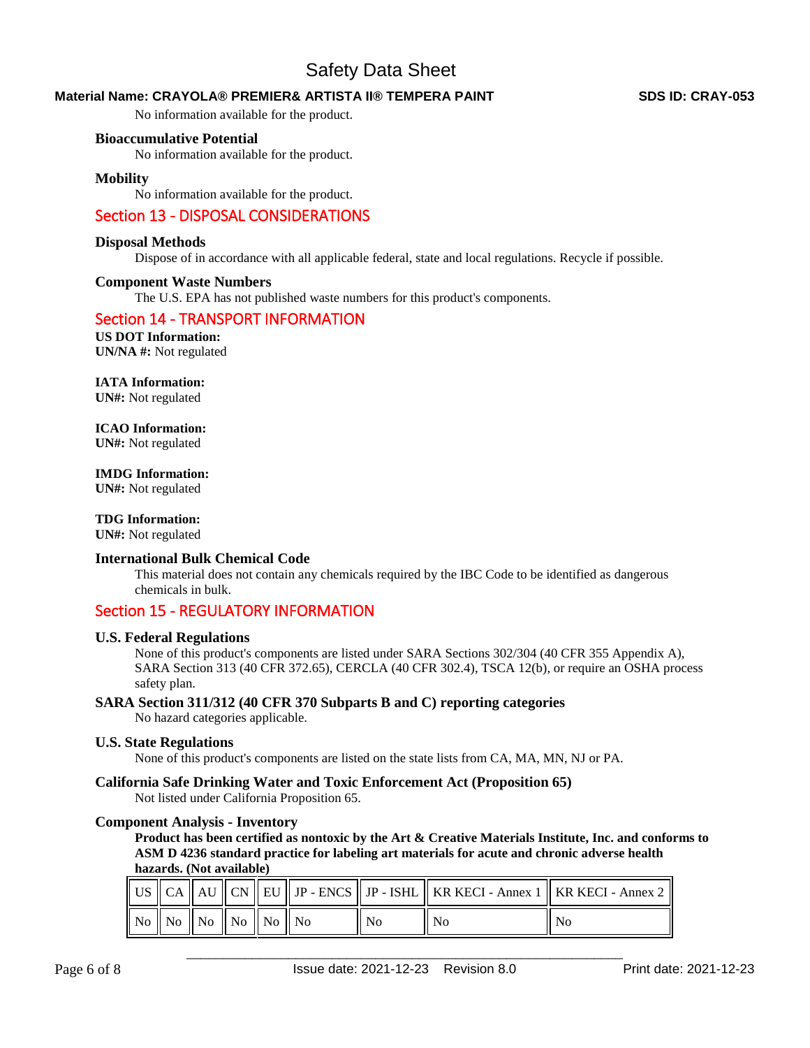No information available for the product.

**Bioaccumulative Potential**

No information available for the product.

**Mobility**

No information available for the product.

## Section 13 - DISPOSAL CONSIDERATIONS

**Disposal Methods**

Dispose of in accordance with all applicable federal, state and local regulations. Recycle if possible.

**Component Waste Numbers**

The U.S. EPA has not published waste numbers for this product's components.

## Section 14 - TRANSPORT INFORMATION

**US DOT Information:**
**UN/NA #:** Not regulated

**IATA Information:**
**UN#:** Not regulated

**ICAO Information:**
**UN#:** Not regulated

**IMDG Information:**
**UN#:** Not regulated

**TDG Information:**
**UN#:** Not regulated

**International Bulk Chemical Code**

This material does not contain any chemicals required by the IBC Code to be identified as dangerous chemicals in bulk.

## Section 15 - REGULATORY INFORMATION

**U.S. Federal Regulations**

None of this product's components are listed under SARA Sections 302/304 (40 CFR 355 Appendix A), SARA Section 313 (40 CFR 372.65), CERCLA (40 CFR 302.4), TSCA 12(b), or require an OSHA process safety plan.

**SARA Section 311/312 (40 CFR 370 Subparts B and C) reporting categories**

No hazard categories applicable.

**U.S. State Regulations**

None of this product's components are listed on the state lists from CA, MA, MN, NJ or PA.

**California Safe Drinking Water and Toxic Enforcement Act (Proposition 65)**

Not listed under California Proposition 65.

**Component Analysis - Inventory**

**Product has been certified as nontoxic by the Art & Creative Materials Institute, Inc. and conforms to ASM D 4236 standard practice for labeling art materials for acute and chronic adverse health hazards. (Not available)**

| US | CA | AU | CN | EU | JP - ENCS | JP - ISHL | KR KECI - Annex 1 | KR KECI - Annex 2 |
|---|---|---|---|---|---|---|---|---|
| No | No | No | No | No | No | No | No | No |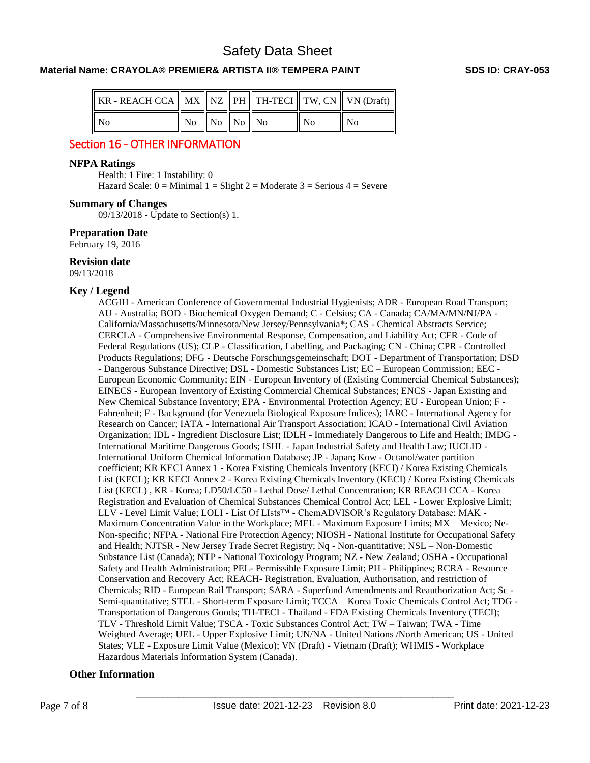| KR - REACH CCA | MX | NZ | PH | TH-TECI | TW, CN | VN (Draft) |
|---|---|---|---|---|---|---|
| No | No | No | No | No | No | No |

## Section 16 - OTHER INFORMATION

### NFPA Ratings

Health: 1 Fire: 1 Instability: 0
Hazard Scale: 0 = Minimal 1 = Slight 2 = Moderate 3 = Serious 4 = Severe

### Summary of Changes

09/13/2018 - Update to Section(s) 1.

### Preparation Date

February 19, 2016

### Revision date

09/13/2018

### Key / Legend

ACGIH - American Conference of Governmental Industrial Hygienists; ADR - European Road Transport; AU - Australia; BOD - Biochemical Oxygen Demand; C - Celsius; CA - Canada; CA/MA/MN/NJ/PA - California/Massachusetts/Minnesota/New Jersey/Pennsylvania*; CAS - Chemical Abstracts Service; CERCLA - Comprehensive Environmental Response, Compensation, and Liability Act; CFR - Code of Federal Regulations (US); CLP - Classification, Labelling, and Packaging; CN - China; CPR - Controlled Products Regulations; DFG - Deutsche Forschungsgemeinschaft; DOT - Department of Transportation; DSD - Dangerous Substance Directive; DSL - Domestic Substances List; EC – European Commission; EEC - European Economic Community; EIN - European Inventory of (Existing Commercial Chemical Substances); EINECS - European Inventory of Existing Commercial Chemical Substances; ENCS - Japan Existing and New Chemical Substance Inventory; EPA - Environmental Protection Agency; EU - European Union; F - Fahrenheit; F - Background (for Venezuela Biological Exposure Indices); IARC - International Agency for Research on Cancer; IATA - International Air Transport Association; ICAO - International Civil Aviation Organization; IDL - Ingredient Disclosure List; IDLH - Immediately Dangerous to Life and Health; IMDG - International Maritime Dangerous Goods; ISHL - Japan Industrial Safety and Health Law; IUCLID - International Uniform Chemical Information Database; JP - Japan; Kow - Octanol/water partition coefficient; KR KECI Annex 1 - Korea Existing Chemicals Inventory (KECI) / Korea Existing Chemicals List (KECL); KR KECI Annex 2 - Korea Existing Chemicals Inventory (KECI) / Korea Existing Chemicals List (KECL) , KR - Korea; LD50/LC50 - Lethal Dose/ Lethal Concentration; KR REACH CCA - Korea Registration and Evaluation of Chemical Substances Chemical Control Act; LEL - Lower Explosive Limit; LLV - Level Limit Value; LOLI - List Of LIsts™ - ChemADVISOR's Regulatory Database; MAK - Maximum Concentration Value in the Workplace; MEL - Maximum Exposure Limits; MX – Mexico; Ne- Non-specific; NFPA - National Fire Protection Agency; NIOSH - National Institute for Occupational Safety and Health; NJTSR - New Jersey Trade Secret Registry; Nq - Non-quantitative; NSL – Non-Domestic Substance List (Canada); NTP - National Toxicology Program; NZ - New Zealand; OSHA - Occupational Safety and Health Administration; PEL- Permissible Exposure Limit; PH - Philippines; RCRA - Resource Conservation and Recovery Act; REACH- Registration, Evaluation, Authorisation, and restriction of Chemicals; RID - European Rail Transport; SARA - Superfund Amendments and Reauthorization Act; Sc - Semi-quantitative; STEL - Short-term Exposure Limit; TCCA – Korea Toxic Chemicals Control Act; TDG - Transportation of Dangerous Goods; TH-TECI - Thailand - FDA Existing Chemicals Inventory (TECI); TLV - Threshold Limit Value; TSCA - Toxic Substances Control Act; TW – Taiwan; TWA - Time Weighted Average; UEL - Upper Explosive Limit; UN/NA - United Nations /North American; US - United States; VLE - Exposure Limit Value (Mexico); VN (Draft) - Vietnam (Draft); WHMIS - Workplace Hazardous Materials Information System (Canada).

### Other Information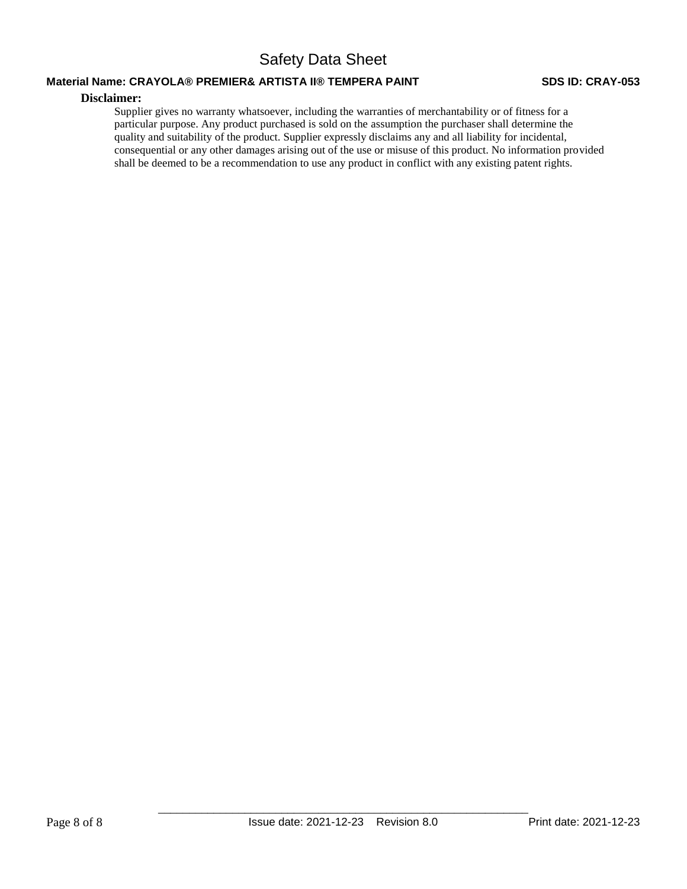**Disclaimer:**

Supplier gives no warranty whatsoever, including the warranties of merchantability or of fitness for a particular purpose. Any product purchased is sold on the assumption the purchaser shall determine the quality and suitability of the product. Supplier expressly disclaims any and all liability for incidental, consequential or any other damages arising out of the use or misuse of this product. No information provided shall be deemed to be a recommendation to use any product in conflict with any existing patent rights.